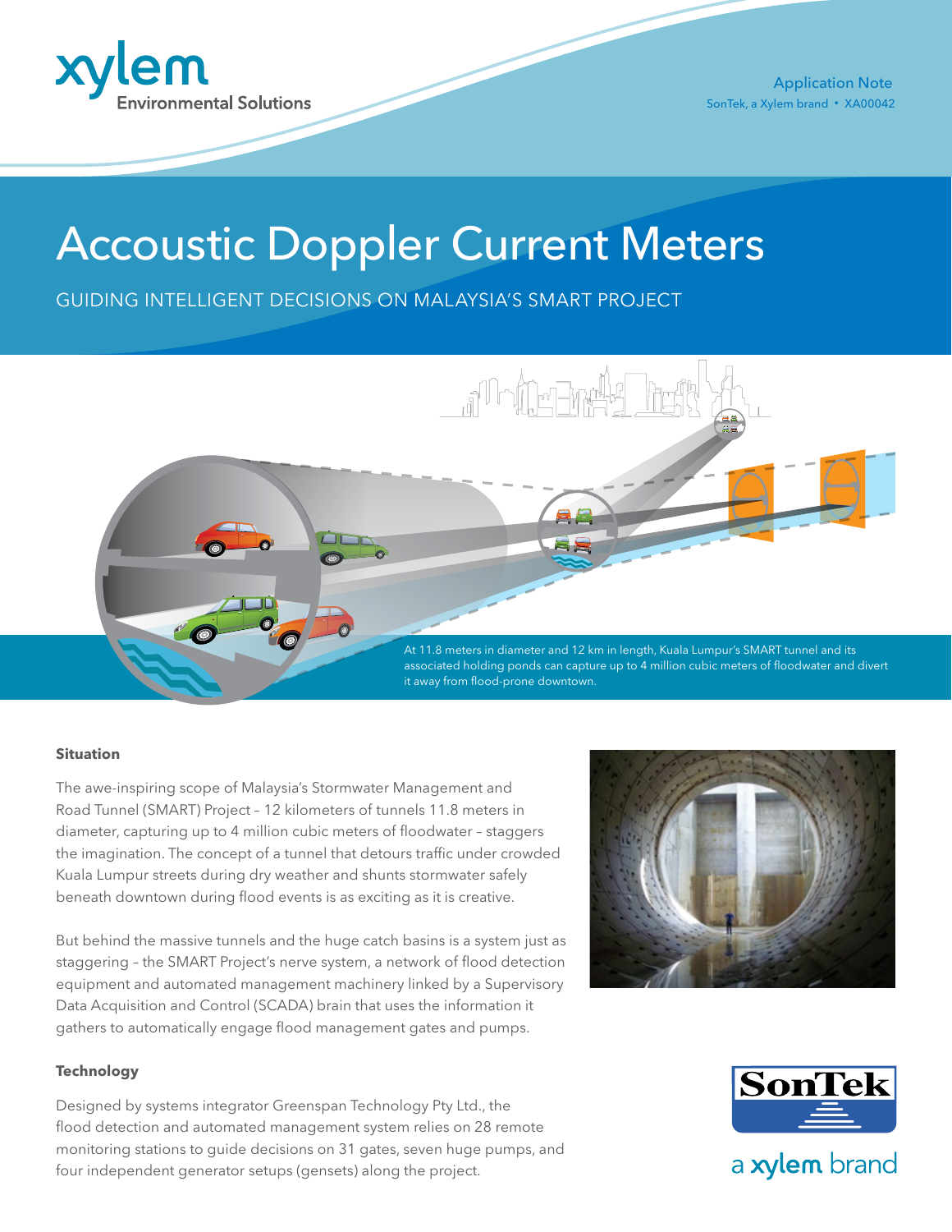xylem
Environmental Solutions

Application Note
SonTek, a Xylem brand • XA00042

# Accoustic Doppler Current Meters

## GUIDING INTELLIGENT DECISIONS ON MALAYSIA'S SMART PROJECT

At 11.8 meters in diameter and 12 km in length, Kuala Lumpur's SMART tunnel and its associated holding ponds can capture up to 4 million cubic meters of floodwater and divert it away from flood-prone downtown.

### Situation

The awe-inspiring scope of Malaysia's Stormwater Management and Road Tunnel (SMART) Project – 12 kilometers of tunnels 11.8 meters in diameter, capturing up to 4 million cubic meters of floodwater – staggers the imagination. The concept of a tunnel that detours traffic under crowded Kuala Lumpur streets during dry weather and shunts stormwater safely beneath downtown during flood events is as exciting as it is creative.

But behind the massive tunnels and the huge catch basins is a system just as staggering – the SMART Project's nerve system, a network of flood detection equipment and automated management machinery linked by a Supervisory Data Acquisition and Control (SCADA) brain that uses the information it gathers to automatically engage flood management gates and pumps.

### Technology

Designed by systems integrator Greenspan Technology Pty Ltd., the flood detection and automated management system relies on 28 remote monitoring stations to guide decisions on 31 gates, seven huge pumps, and four independent generator setups (gensets) along the project.

SonTek
a xylem brand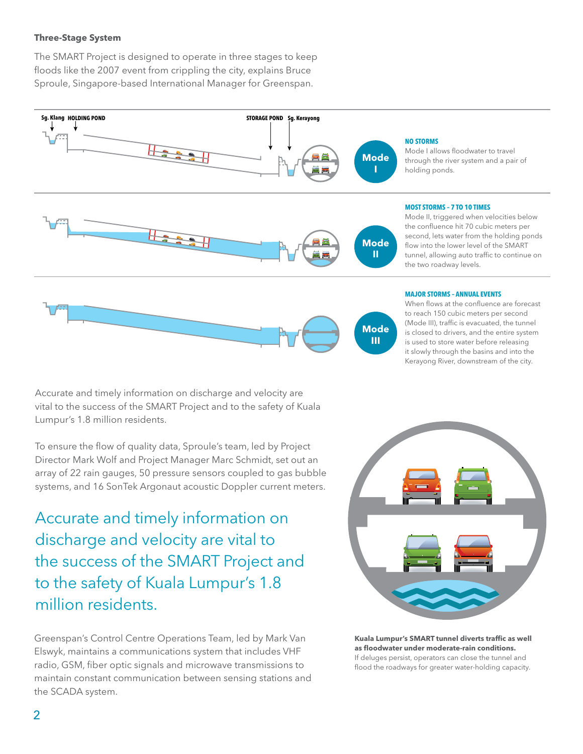**Three-Stage System**

The SMART Project is designed to operate in three stages to keep floods like the 2007 event from crippling the city, explains Bruce Sproule, Singapore-based International Manager for Greenspan.

Sg. Klang HOLDING POND STORAGE POND Sg. Kerayong

**Mode I**

**NO STORMS**

Mode I allows floodwater to travel through the river system and a pair of holding ponds.

**Mode II**

**MOST STORMS - 7 TO 10 TIMES**

Mode II, triggered when velocities below the confluence hit 70 cubic meters per second, lets water from the holding ponds flow into the lower level of the SMART tunnel, allowing auto traffic to continue on the two roadway levels.

**Mode III**

**MAJOR STORMS - ANNUAL EVENTS**

When flows at the confluence are forecast to reach 150 cubic meters per second (Mode III), traffic is evacuated, the tunnel is closed to drivers, and the entire system is used to store water before releasing it slowly through the basins and into the Kerayong River, downstream of the city.

Accurate and timely information on discharge and velocity are vital to the success of the SMART Project and to the safety of Kuala Lumpur's 1.8 million residents.

To ensure the flow of quality data, Sproule's team, led by Project Director Mark Wolf and Project Manager Marc Schmidt, set out an array of 22 rain gauges, 50 pressure sensors coupled to gas bubble systems, and 16 SonTek Argonaut acoustic Doppler current meters.

> Accurate and timely information on discharge and velocity are vital to the success of the SMART Project and to the safety of Kuala Lumpur's 1.8 million residents.

Greenspan's Control Centre Operations Team, led by Mark Van Elswyk, maintains a communications system that includes VHF radio, GSM, fiber optic signals and microwave transmissions to maintain constant communication between sensing stations and the SCADA system.

**Kuala Lumpur's SMART tunnel diverts traffic as well as floodwater under moderate-rain conditions.**
If deluges persist, operators can close the tunnel and flood the roadways for greater water-holding capacity.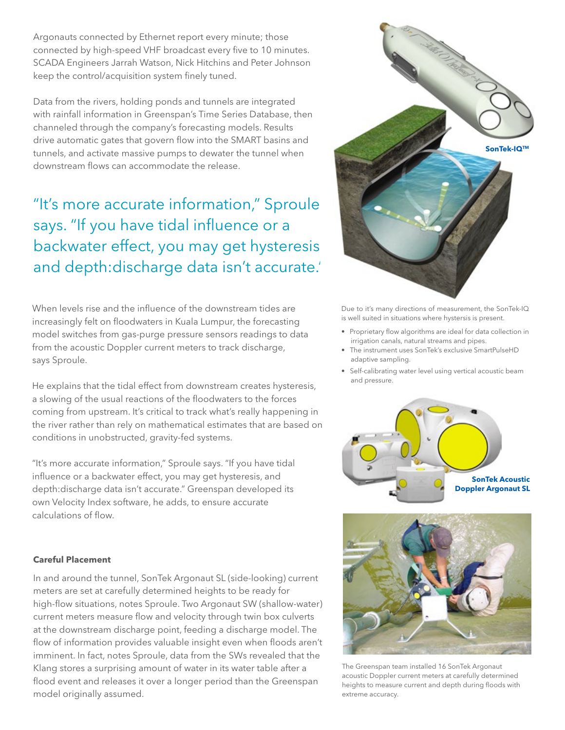Argonauts connected by Ethernet report every minute; those connected by high-speed VHF broadcast every five to 10 minutes. SCADA Engineers Jarrah Watson, Nick Hitchins and Peter Johnson keep the control/acquisition system finely tuned.

Data from the rivers, holding ponds and tunnels are integrated with rainfall information in Greenspan's Time Series Database, then channeled through the company's forecasting models. Results drive automatic gates that govern flow into the SMART basins and tunnels, and activate massive pumps to dewater the tunnel when downstream flows can accommodate the release.

> "It's more accurate information," Sproule says. "If you have tidal influence or a backwater effect, you may get hysteresis and depth:discharge data isn't accurate."

When levels rise and the influence of the downstream tides are increasingly felt on floodwaters in Kuala Lumpur, the forecasting model switches from gas-purge pressure sensors readings to data from the acoustic Doppler current meters to track discharge, says Sproule.

He explains that the tidal effect from downstream creates hysteresis, a slowing of the usual reactions of the floodwaters to the forces coming from upstream. It's critical to track what's really happening in the river rather than rely on mathematical estimates that are based on conditions in unobstructed, gravity-fed systems.

"It's more accurate information," Sproule says. "If you have tidal influence or a backwater effect, you may get hysteresis, and depth:discharge data isn't accurate." Greenspan developed its own Velocity Index software, he adds, to ensure accurate calculations of flow.

**Careful Placement**

In and around the tunnel, SonTek Argonaut SL (side-looking) current meters are set at carefully determined heights to be ready for high-flow situations, notes Sproule. Two Argonaut SW (shallow-water) current meters measure flow and velocity through twin box culverts at the downstream discharge point, feeding a discharge model. The flow of information provides valuable insight even when floods aren't imminent. In fact, notes Sproule, data from the SWs revealed that the Klang stores a surprising amount of water in its water table after a flood event and releases it over a longer period than the Greenspan model originally assumed.

**SonTek-IQ™**

Due to it's many directions of measurement, the SonTek-IQ is well suited in situations where hystersis is present.

- Proprietary flow algorithms are ideal for data collection in irrigation canals, natural streams and pipes.
- The instrument uses SonTek's exclusive SmartPulseHD adaptive sampling.
- Self-calibrating water level using vertical acoustic beam and pressure.

**SonTek Acoustic Doppler Argonaut SL**

The Greenspan team installed 16 SonTek Argonaut acoustic Doppler current meters at carefully determined heights to measure current and depth during floods with extreme accuracy.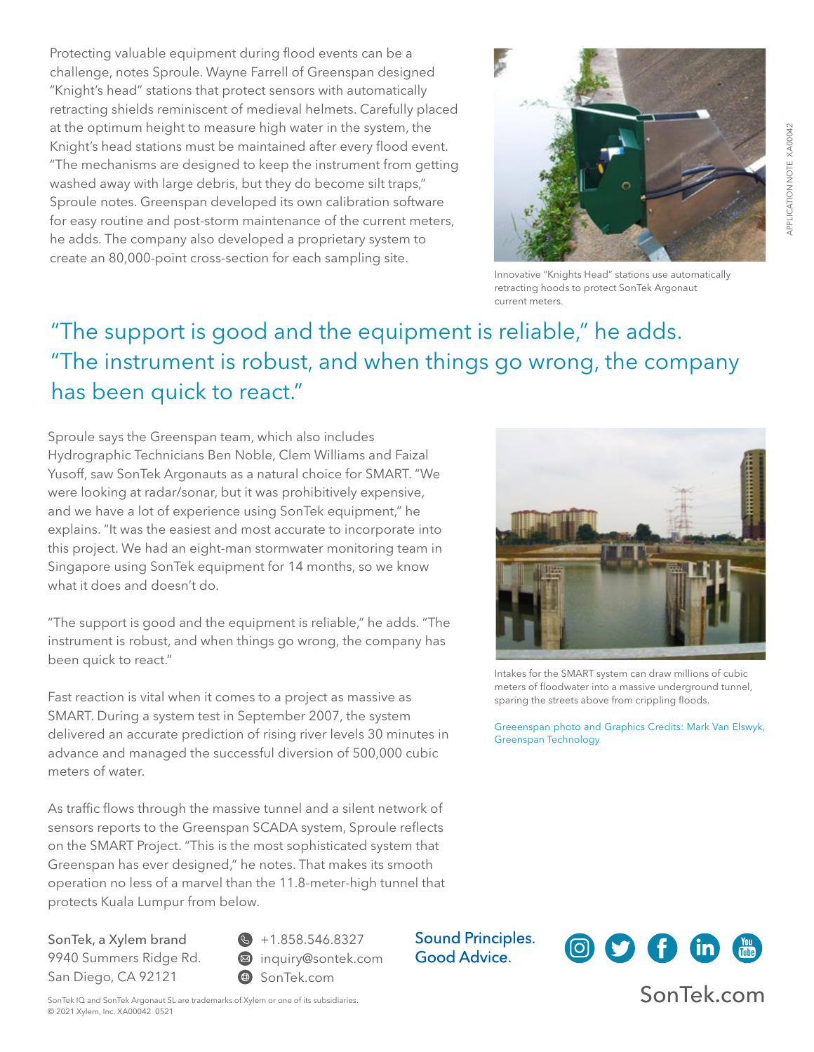Protecting valuable equipment during flood events can be a challenge, notes Sproule. Wayne Farrell of Greenspan designed "Knight's head" stations that protect sensors with automatically retracting shields reminiscent of medieval helmets. Carefully placed at the optimum height to measure high water in the system, the Knight's head stations must be maintained after every flood event. "The mechanisms are designed to keep the instrument from getting washed away with large debris, but they do become silt traps," Sproule notes. Greenspan developed its own calibration software for easy routine and post-storm maintenance of the current meters, he adds. The company also developed a proprietary system to create an 80,000-point cross-section for each sampling site.

Innovative "Knights Head" stations use automatically retracting hoods to protect SonTek Argonaut current meters.

> "The support is good and the equipment is reliable," he adds. "The instrument is robust, and when things go wrong, the company has been quick to react."

Sproule says the Greenspan team, which also includes Hydrographic Technicians Ben Noble, Clem Williams and Faizal Yusoff, saw SonTek Argonauts as a natural choice for SMART. "We were looking at radar/sonar, but it was prohibitively expensive, and we have a lot of experience using SonTek equipment," he explains. "It was the easiest and most accurate to incorporate into this project. We had an eight-man stormwater monitoring team in Singapore using SonTek equipment for 14 months, so we know what it does and doesn't do.

"The support is good and the equipment is reliable," he adds. "The instrument is robust, and when things go wrong, the company has been quick to react."

Fast reaction is vital when it comes to a project as massive as SMART. During a system test in September 2007, the system delivered an accurate prediction of rising river levels 30 minutes in advance and managed the successful diversion of 500,000 cubic meters of water.

As traffic flows through the massive tunnel and a silent network of sensors reports to the Greenspan SCADA system, Sproule reflects on the SMART Project. "This is the most sophisticated system that Greenspan has ever designed," he notes. That makes its smooth operation no less of a marvel than the 11.8-meter-high tunnel that protects Kuala Lumpur from below.

Intakes for the SMART system can draw millions of cubic meters of floodwater into a massive underground tunnel, sparing the streets above from crippling floods.

Greeenspan photo and Graphics Credits: Mark Van Elswyk, Greenspan Technology

**SonTek, a Xylem brand**
9940 Summers Ridge Rd.
San Diego, CA 92121

+1.858.546.8327
inquiry@sontek.com
SonTek.com

Sound Principles.
Good Advice.

SonTek.com

SonTek IQ and SonTek Argonaut SL are trademarks of Xylem or one of its subsidiaries.
© 2021 Xylem, Inc. XA00042 0521